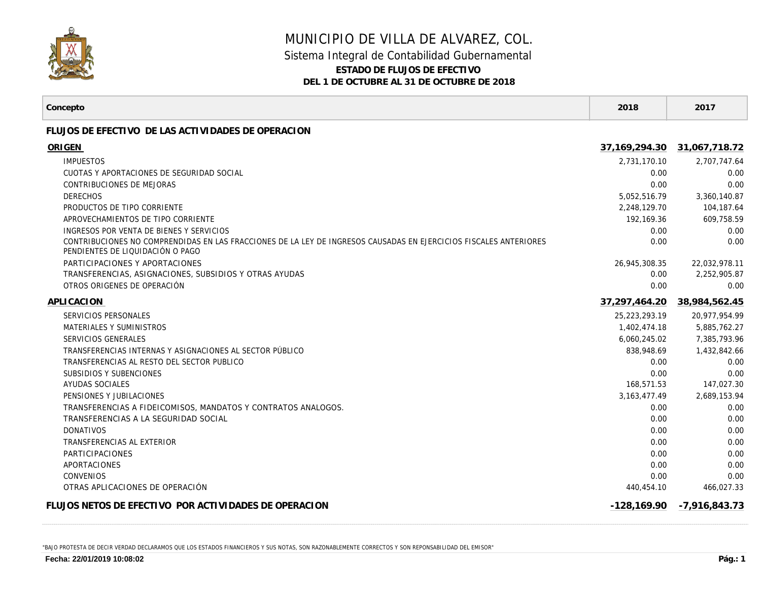# MUNICIPIO DE VILLA DE ALVAREZ, COL.

## Sistema Integral de Contabilidad Gubernamental

### ESTADO DE FLUJOS DE EFECTIVO

### DEL 1 DE OCTUBRE AL 31 DE OCTUBRE DE 2018

| Concepto | 2018 | 2017 |
|---|---|---|
| **FLUJOS DE EFECTIVO DE LAS ACTIVIDADES DE OPERACION** | | |
| **ORIGEN** | **37,169,294.30** | **31,067,718.72** |
| IMPUESTOS | 2,731,170.10 | 2,707,747.64 |
| CUOTAS Y APORTACIONES DE SEGURIDAD SOCIAL | 0.00 | 0.00 |
| CONTRIBUCIONES DE MEJORAS | 0.00 | 0.00 |
| DERECHOS | 5,052,516.79 | 3,360,140.87 |
| PRODUCTOS DE TIPO CORRIENTE | 2,248,129.70 | 104,187.64 |
| APROVECHAMIENTOS DE TIPO CORRIENTE | 192,169.36 | 609,758.59 |
| INGRESOS POR VENTA DE BIENES Y SERVICIOS | 0.00 | 0.00 |
| CONTRIBUCIONES NO COMPRENDIDAS EN LAS FRACCIONES DE LA LEY DE INGRESOS CAUSADAS EN EJERCICIOS FISCALES ANTERIORES PENDIENTES DE LIQUIDACIÓN O PAGO | 0.00 | 0.00 |
| PARTICIPACIONES Y APORTACIONES | 26,945,308.35 | 22,032,978.11 |
| TRANSFERENCIAS, ASIGNACIONES, SUBSIDIOS Y OTRAS AYUDAS | 0.00 | 2,252,905.87 |
| OTROS ORIGENES DE OPERACIÓN | 0.00 | 0.00 |
| **APLICACION** | **37,297,464.20** | **38,984,562.45** |
| SERVICIOS PERSONALES | 25,223,293.19 | 20,977,954.99 |
| MATERIALES Y SUMINISTROS | 1,402,474.18 | 5,885,762.27 |
| SERVICIOS GENERALES | 6,060,245.02 | 7,385,793.96 |
| TRANSFERENCIAS INTERNAS Y ASIGNACIONES AL SECTOR PÚBLICO | 838,948.69 | 1,432,842.66 |
| TRANSFERENCIAS AL RESTO DEL SECTOR PUBLICO | 0.00 | 0.00 |
| SUBSIDIOS Y SUBENCIONES | 0.00 | 0.00 |
| AYUDAS SOCIALES | 168,571.53 | 147,027.30 |
| PENSIONES Y JUBILACIONES | 3,163,477.49 | 2,689,153.94 |
| TRANSFERENCIAS A FIDEICOMISOS, MANDATOS Y CONTRATOS ANALOGOS. | 0.00 | 0.00 |
| TRANSFERENCIAS A LA SEGURIDAD SOCIAL | 0.00 | 0.00 |
| DONATIVOS | 0.00 | 0.00 |
| TRANSFERENCIAS AL EXTERIOR | 0.00 | 0.00 |
| PARTICIPACIONES | 0.00 | 0.00 |
| APORTACIONES | 0.00 | 0.00 |
| CONVENIOS | 0.00 | 0.00 |
| OTRAS APLICACIONES DE OPERACIÓN | 440,454.10 | 466,027.33 |
| **FLUJOS NETOS DE EFECTIVO POR ACTIVIDADES DE OPERACION** | **-128,169.90** | **-7,916,843.73** |

"BAJO PROTESTA DE DECIR VERDAD DECLARAMOS QUE LOS ESTADOS FINANCIEROS Y SUS NOTAS, SON RAZONABLEMENTE CORRECTOS Y SON REPONSABILIDAD DEL EMISOR"

**Fecha: 22/01/2019 10:08:02**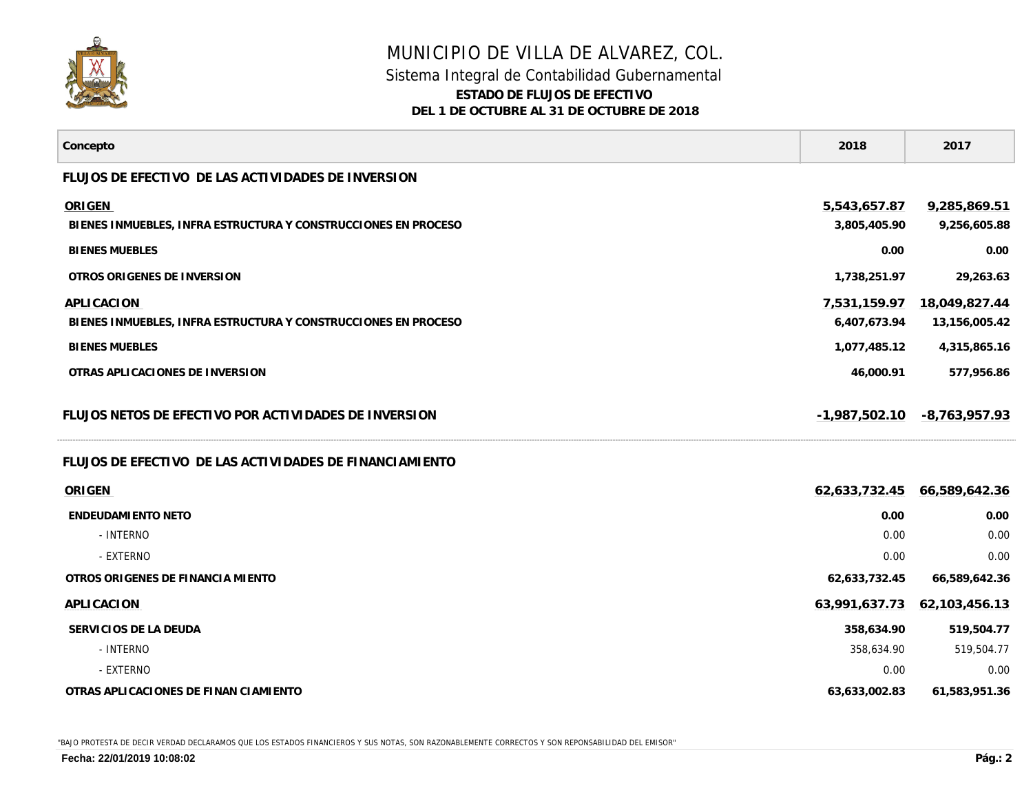# MUNICIPIO DE VILLA DE ALVAREZ, COL.

## Sistema Integral de Contabilidad Gubernamental

**ESTADO DE FLUJOS DE EFECTIVO**

**DEL 1 DE OCTUBRE AL 31 DE OCTUBRE DE 2018**

| Concepto | 2018 | 2017 |
|---|---|---|
| **FLUJOS DE EFECTIVO DE LAS ACTIVIDADES DE INVERSION** | | |
| **ORIGEN** | **5,543,657.87** | **9,285,869.51** |
| **BIENES INMUEBLES, INFRA ESTRUCTURA Y CONSTRUCCIONES EN PROCESO** | **3,805,405.90** | **9,256,605.88** |
| **BIENES MUEBLES** | **0.00** | **0.00** |
| **OTROS ORIGENES DE INVERSION** | **1,738,251.97** | **29,263.63** |
| **APLICACION** | **7,531,159.97** | **18,049,827.44** |
| **BIENES INMUEBLES, INFRA ESTRUCTURA Y CONSTRUCCIONES EN PROCESO** | **6,407,673.94** | **13,156,005.42** |
| **BIENES MUEBLES** | **1,077,485.12** | **4,315,865.16** |
| **OTRAS APLICACIONES DE INVERSION** | **46,000.91** | **577,956.86** |
| **FLUJOS NETOS DE EFECTIVO POR ACTIVIDADES DE INVERSION** | **-1,987,502.10** | **-8,763,957.93** |
| **FLUJOS DE EFECTIVO DE LAS ACTIVIDADES DE FINANCIAMIENTO** | | |
| **ORIGEN** | **62,633,732.45** | **66,589,642.36** |
| **ENDEUDAMIENTO NETO** | **0.00** | **0.00** |
| - INTERNO | 0.00 | 0.00 |
| - EXTERNO | 0.00 | 0.00 |
| **OTROS ORIGENES DE FINANCIA MIENTO** | **62,633,732.45** | **66,589,642.36** |
| **APLICACION** | **63,991,637.73** | **62,103,456.13** |
| **SERVICIOS DE LA DEUDA** | **358,634.90** | **519,504.77** |
| - INTERNO | 358,634.90 | 519,504.77 |
| - EXTERNO | 0.00 | 0.00 |
| **OTRAS APLICACIONES DE FINAN CIAMIENTO** | **63,633,002.83** | **61,583,951.36** |

"BAJO PROTESTA DE DECIR VERDAD DECLARAMOS QUE LOS ESTADOS FINANCIEROS Y SUS NOTAS, SON RAZONABLEMENTE CORRECTOS Y SON REPONSABILIDAD DEL EMISOR"

**Fecha: 22/01/2019 10:08:02**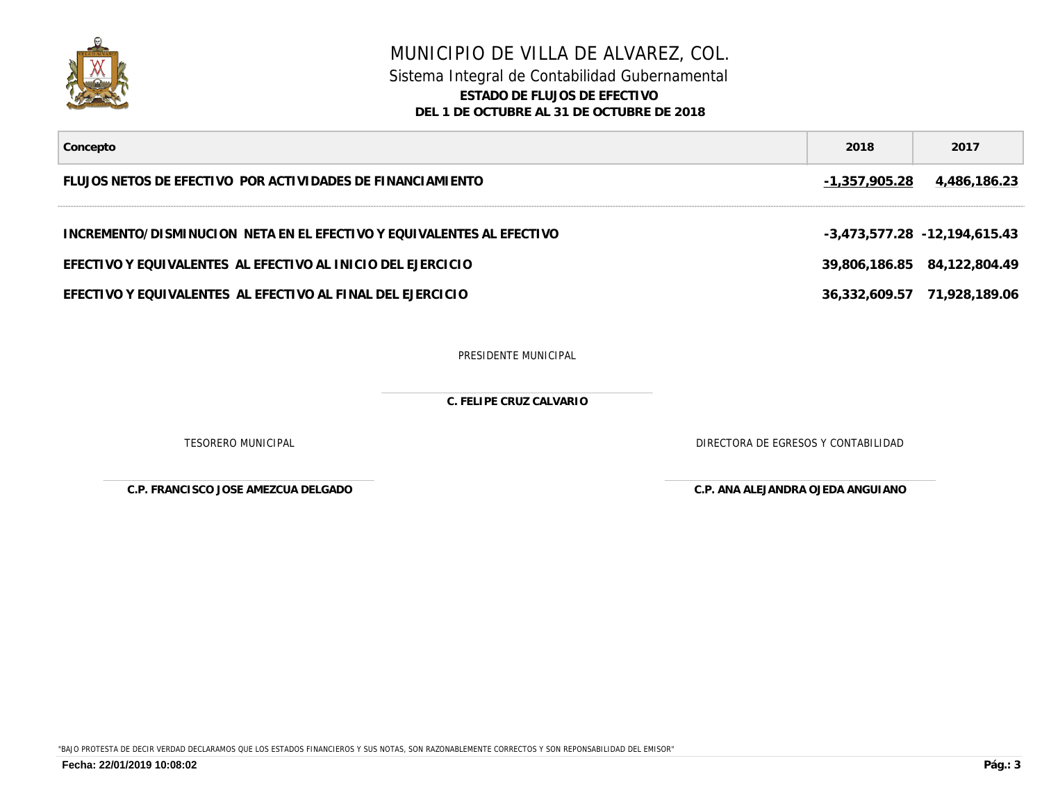# MUNICIPIO DE VILLA DE ALVAREZ, COL.

## Sistema Integral de Contabilidad Gubernamental

**ESTADO DE FLUJOS DE EFECTIVO**

**DEL 1 DE OCTUBRE AL 31 DE OCTUBRE DE 2018**

| Concepto | 2018 | 2017 |
|---|---|---|
| **FLUJOS NETOS DE EFECTIVO POR ACTIVIDADES DE FINANCIAMIENTO** | **-1,357,905.28** | **4,486,186.23** |
| **INCREMENTO/DISMINUCION NETA EN EL EFECTIVO Y EQUIVALENTES AL EFECTIVO** | **-3,473,577.28** | **-12,194,615.43** |
| **EFECTIVO Y EQUIVALENTES AL EFECTIVO AL INICIO DEL EJERCICIO** | **39,806,186.85** | **84,122,804.49** |
| **EFECTIVO Y EQUIVALENTES AL EFECTIVO AL FINAL DEL EJERCICIO** | **36,332,609.57** | **71,928,189.06** |

PRESIDENTE MUNICIPAL

**C. FELIPE CRUZ CALVARIO**

TESORERO MUNICIPAL

**C.P. FRANCISCO JOSE AMEZCUA DELGADO**

DIRECTORA DE EGRESOS Y CONTABILIDAD

**C.P. ANA ALEJANDRA OJEDA ANGUIANO**

"BAJO PROTESTA DE DECIR VERDAD DECLARAMOS QUE LOS ESTADOS FINANCIEROS Y SUS NOTAS, SON RAZONABLEMENTE CORRECTOS Y SON REPONSABILIDAD DEL EMISOR"

**Fecha: 22/01/2019 10:08:02**